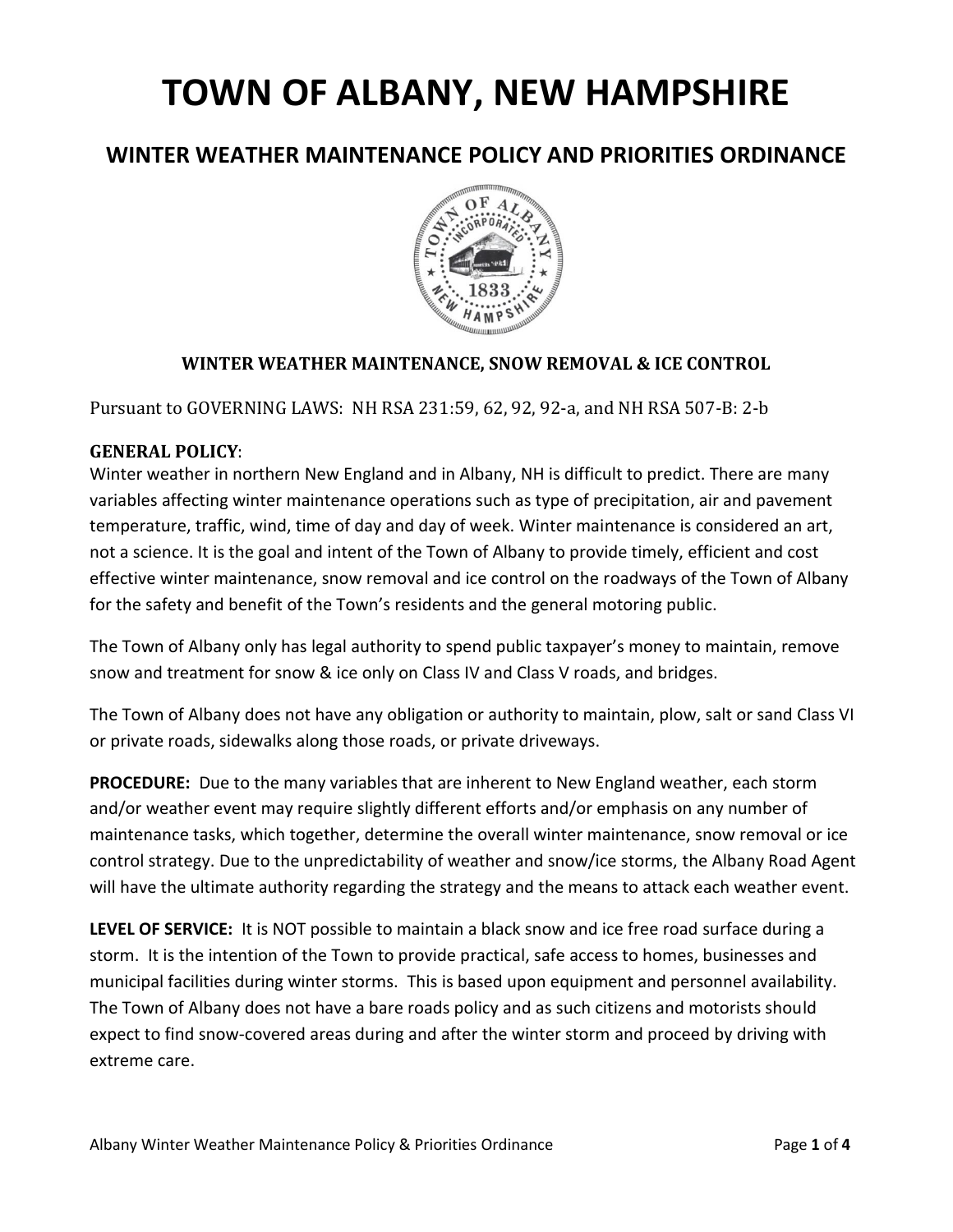# TOWN OF ALBANY, NEW HAMPSHIRE

## WINTER WEATHER MAINTENANCE POLICY AND PRIORITIES ORDINANCE

### WINTER WEATHER MAINTENANCE, SNOW REMOVAL & ICE CONTROL

Pursuant to GOVERNING LAWS: NH RSA 231:59, 62, 92, 92-a, and NH RSA 507-B: 2-b

**GENERAL POLICY**:
Winter weather in northern New England and in Albany, NH is difficult to predict. There are many variables affecting winter maintenance operations such as type of precipitation, air and pavement temperature, traffic, wind, time of day and day of week. Winter maintenance is considered an art, not a science. It is the goal and intent of the Town of Albany to provide timely, efficient and cost effective winter maintenance, snow removal and ice control on the roadways of the Town of Albany for the safety and benefit of the Town's residents and the general motoring public.

The Town of Albany only has legal authority to spend public taxpayer's money to maintain, remove snow and treatment for snow & ice only on Class IV and Class V roads, and bridges.

The Town of Albany does not have any obligation or authority to maintain, plow, salt or sand Class VI or private roads, sidewalks along those roads, or private driveways.

**PROCEDURE:** Due to the many variables that are inherent to New England weather, each storm and/or weather event may require slightly different efforts and/or emphasis on any number of maintenance tasks, which together, determine the overall winter maintenance, snow removal or ice control strategy. Due to the unpredictability of weather and snow/ice storms, the Albany Road Agent will have the ultimate authority regarding the strategy and the means to attack each weather event.

**LEVEL OF SERVICE:** It is NOT possible to maintain a black snow and ice free road surface during a storm. It is the intention of the Town to provide practical, safe access to homes, businesses and municipal facilities during winter storms. This is based upon equipment and personnel availability. The Town of Albany does not have a bare roads policy and as such citizens and motorists should expect to find snow-covered areas during and after the winter storm and proceed by driving with extreme care.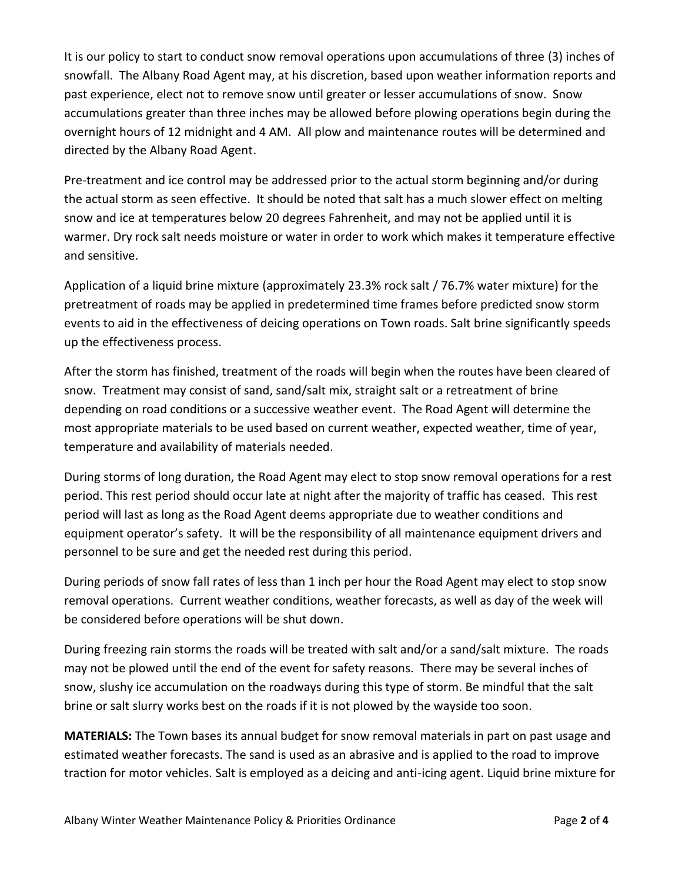It is our policy to start to conduct snow removal operations upon accumulations of three (3) inches of snowfall. The Albany Road Agent may, at his discretion, based upon weather information reports and past experience, elect not to remove snow until greater or lesser accumulations of snow. Snow accumulations greater than three inches may be allowed before plowing operations begin during the overnight hours of 12 midnight and 4 AM. All plow and maintenance routes will be determined and directed by the Albany Road Agent.

Pre-treatment and ice control may be addressed prior to the actual storm beginning and/or during the actual storm as seen effective. It should be noted that salt has a much slower effect on melting snow and ice at temperatures below 20 degrees Fahrenheit, and may not be applied until it is warmer. Dry rock salt needs moisture or water in order to work which makes it temperature effective and sensitive.

Application of a liquid brine mixture (approximately 23.3% rock salt / 76.7% water mixture) for the pretreatment of roads may be applied in predetermined time frames before predicted snow storm events to aid in the effectiveness of deicing operations on Town roads. Salt brine significantly speeds up the effectiveness process.

After the storm has finished, treatment of the roads will begin when the routes have been cleared of snow. Treatment may consist of sand, sand/salt mix, straight salt or a retreatment of brine depending on road conditions or a successive weather event. The Road Agent will determine the most appropriate materials to be used based on current weather, expected weather, time of year, temperature and availability of materials needed.

During storms of long duration, the Road Agent may elect to stop snow removal operations for a rest period. This rest period should occur late at night after the majority of traffic has ceased. This rest period will last as long as the Road Agent deems appropriate due to weather conditions and equipment operator's safety. It will be the responsibility of all maintenance equipment drivers and personnel to be sure and get the needed rest during this period.

During periods of snow fall rates of less than 1 inch per hour the Road Agent may elect to stop snow removal operations. Current weather conditions, weather forecasts, as well as day of the week will be considered before operations will be shut down.

During freezing rain storms the roads will be treated with salt and/or a sand/salt mixture. The roads may not be plowed until the end of the event for safety reasons. There may be several inches of snow, slushy ice accumulation on the roadways during this type of storm. Be mindful that the salt brine or salt slurry works best on the roads if it is not plowed by the wayside too soon.

**MATERIALS:** The Town bases its annual budget for snow removal materials in part on past usage and estimated weather forecasts. The sand is used as an abrasive and is applied to the road to improve traction for motor vehicles. Salt is employed as a deicing and anti-icing agent. Liquid brine mixture for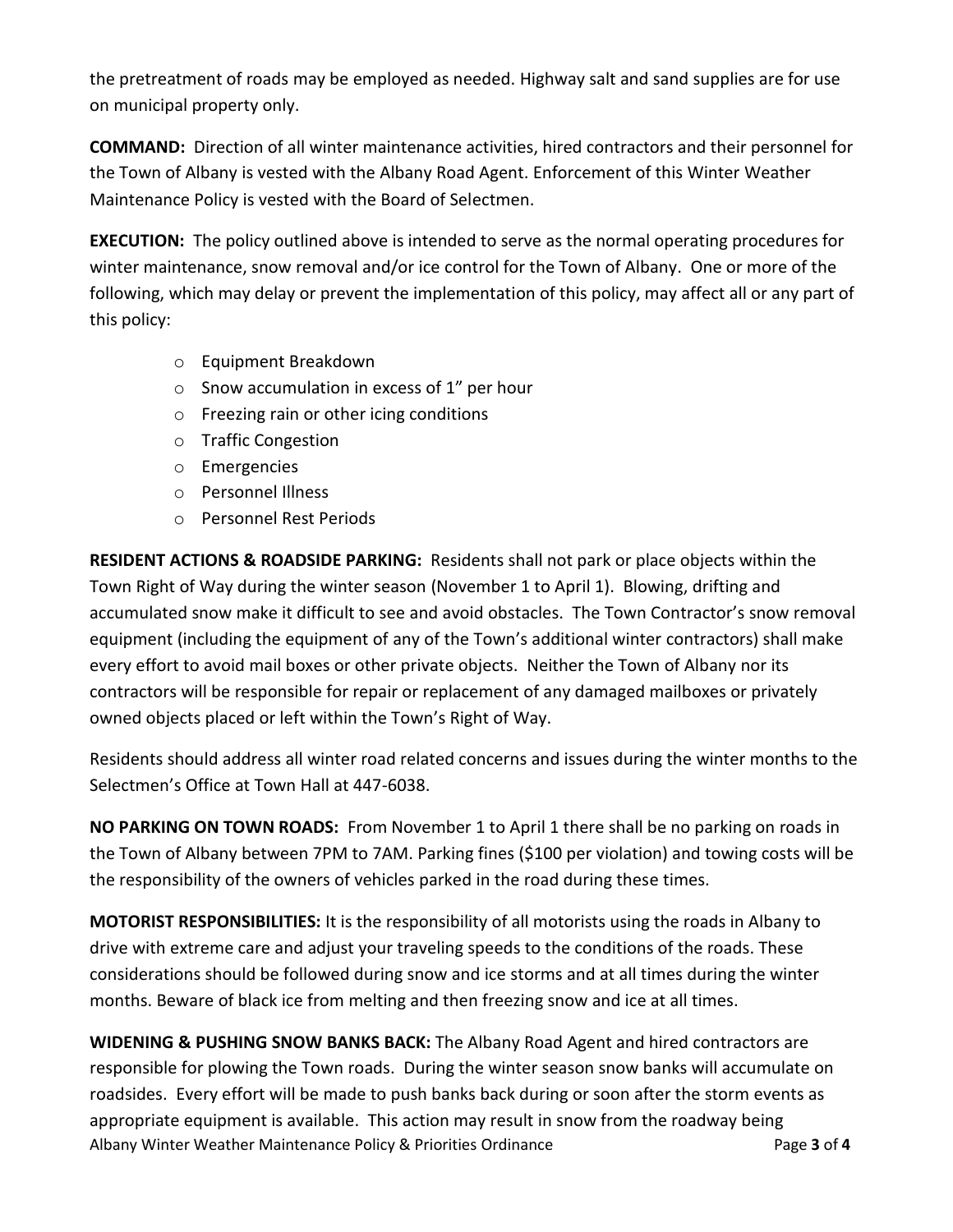the pretreatment of roads may be employed as needed. Highway salt and sand supplies are for use on municipal property only.

**COMMAND:** Direction of all winter maintenance activities, hired contractors and their personnel for the Town of Albany is vested with the Albany Road Agent. Enforcement of this Winter Weather Maintenance Policy is vested with the Board of Selectmen.

**EXECUTION:** The policy outlined above is intended to serve as the normal operating procedures for winter maintenance, snow removal and/or ice control for the Town of Albany. One or more of the following, which may delay or prevent the implementation of this policy, may affect all or any part of this policy:

- Equipment Breakdown
- Snow accumulation in excess of 1" per hour
- Freezing rain or other icing conditions
- Traffic Congestion
- Emergencies
- Personnel Illness
- Personnel Rest Periods

**RESIDENT ACTIONS & ROADSIDE PARKING:** Residents shall not park or place objects within the Town Right of Way during the winter season (November 1 to April 1). Blowing, drifting and accumulated snow make it difficult to see and avoid obstacles. The Town Contractor's snow removal equipment (including the equipment of any of the Town's additional winter contractors) shall make every effort to avoid mail boxes or other private objects. Neither the Town of Albany nor its contractors will be responsible for repair or replacement of any damaged mailboxes or privately owned objects placed or left within the Town's Right of Way.

Residents should address all winter road related concerns and issues during the winter months to the Selectmen's Office at Town Hall at 447-6038.

**NO PARKING ON TOWN ROADS:** From November 1 to April 1 there shall be no parking on roads in the Town of Albany between 7PM to 7AM. Parking fines ($100 per violation) and towing costs will be the responsibility of the owners of vehicles parked in the road during these times.

**MOTORIST RESPONSIBILITIES:** It is the responsibility of all motorists using the roads in Albany to drive with extreme care and adjust your traveling speeds to the conditions of the roads. These considerations should be followed during snow and ice storms and at all times during the winter months. Beware of black ice from melting and then freezing snow and ice at all times.

**WIDENING & PUSHING SNOW BANKS BACK:** The Albany Road Agent and hired contractors are responsible for plowing the Town roads. During the winter season snow banks will accumulate on roadsides. Every effort will be made to push banks back during or soon after the storm events as appropriate equipment is available. This action may result in snow from the roadway being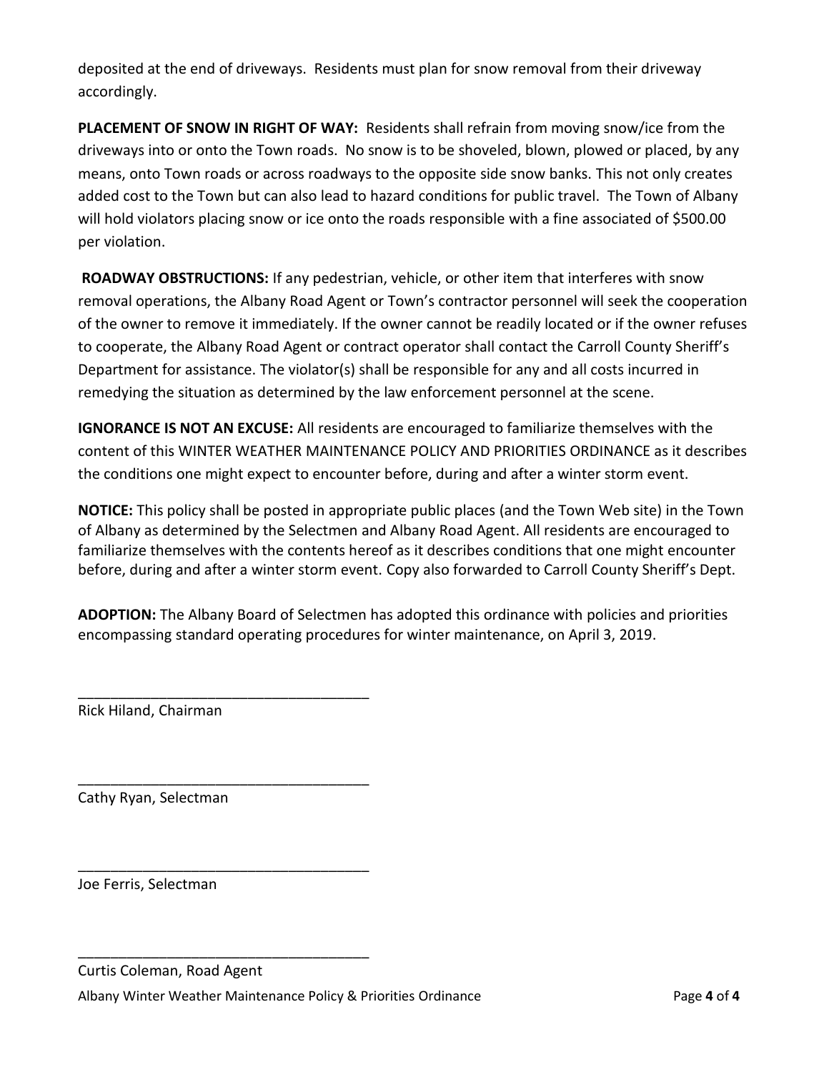deposited at the end of driveways. Residents must plan for snow removal from their driveway accordingly.

**PLACEMENT OF SNOW IN RIGHT OF WAY:** Residents shall refrain from moving snow/ice from the driveways into or onto the Town roads. No snow is to be shoveled, blown, plowed or placed, by any means, onto Town roads or across roadways to the opposite side snow banks. This not only creates added cost to the Town but can also lead to hazard conditions for public travel. The Town of Albany will hold violators placing snow or ice onto the roads responsible with a fine associated of $500.00 per violation.

**ROADWAY OBSTRUCTIONS:** If any pedestrian, vehicle, or other item that interferes with snow removal operations, the Albany Road Agent or Town's contractor personnel will seek the cooperation of the owner to remove it immediately. If the owner cannot be readily located or if the owner refuses to cooperate, the Albany Road Agent or contract operator shall contact the Carroll County Sheriff's Department for assistance. The violator(s) shall be responsible for any and all costs incurred in remedying the situation as determined by the law enforcement personnel at the scene.

**IGNORANCE IS NOT AN EXCUSE:** All residents are encouraged to familiarize themselves with the content of this WINTER WEATHER MAINTENANCE POLICY AND PRIORITIES ORDINANCE as it describes the conditions one might expect to encounter before, during and after a winter storm event.

**NOTICE:** This policy shall be posted in appropriate public places (and the Town Web site) in the Town of Albany as determined by the Selectmen and Albany Road Agent. All residents are encouraged to familiarize themselves with the contents hereof as it describes conditions that one might encounter before, during and after a winter storm event. Copy also forwarded to Carroll County Sheriff's Dept.

**ADOPTION:** The Albany Board of Selectmen has adopted this ordinance with policies and priorities encompassing standard operating procedures for winter maintenance, on April 3, 2019.

____________________________________
Rick Hiland, Chairman

____________________________________
Cathy Ryan, Selectman

____________________________________
Joe Ferris, Selectman

____________________________________
Curtis Coleman, Road Agent